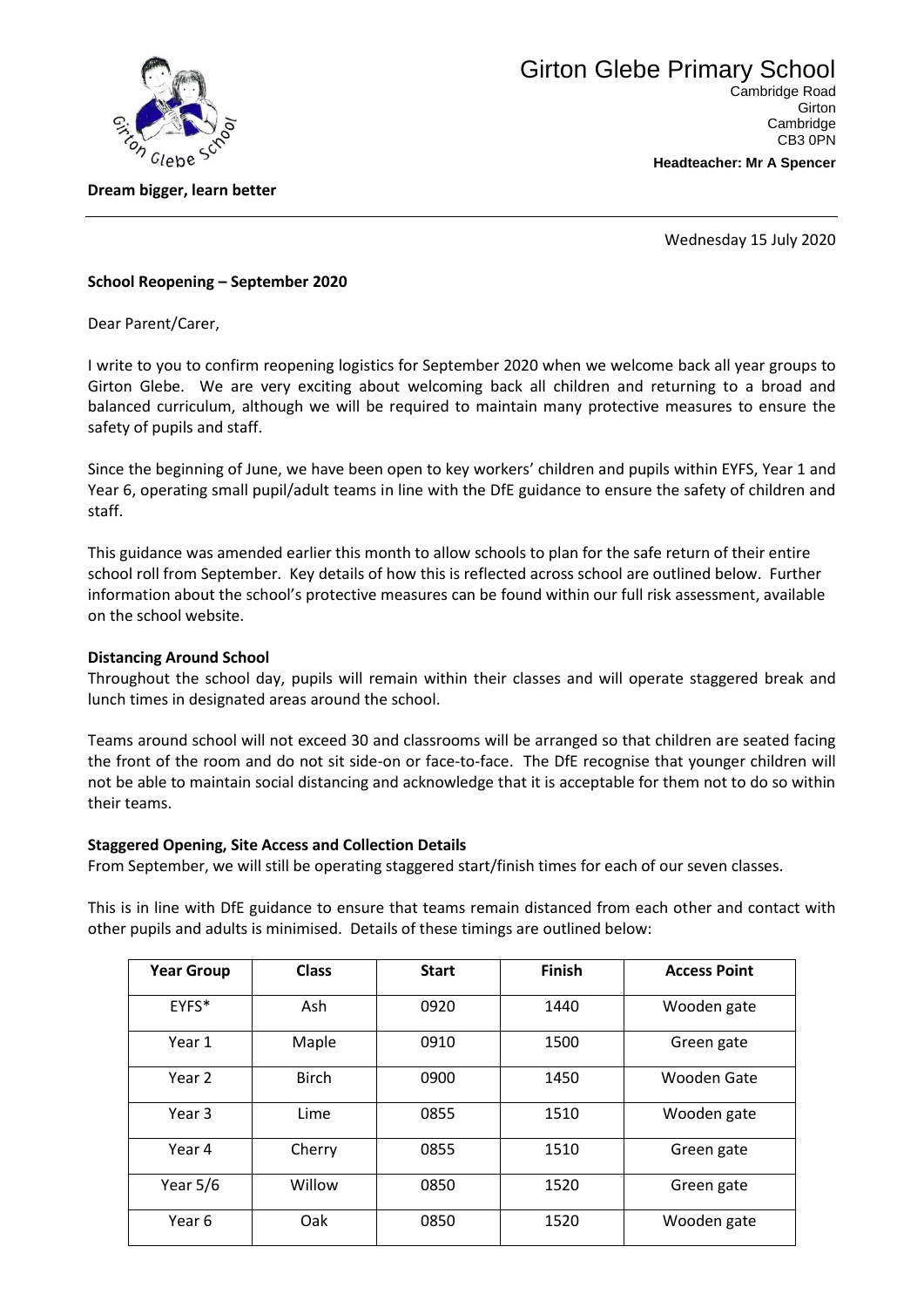# Girton Glebe Primary School

Cambridge Road
Girton
Cambridge
CB3 0PN

**Headteacher: Mr A Spencer**

**Dream bigger, learn better**

Wednesday 15 July 2020

**School Reopening – September 2020**

Dear Parent/Carer,

I write to you to confirm reopening logistics for September 2020 when we welcome back all year groups to Girton Glebe. We are very exciting about welcoming back all children and returning to a broad and balanced curriculum, although we will be required to maintain many protective measures to ensure the safety of pupils and staff.

Since the beginning of June, we have been open to key workers' children and pupils within EYFS, Year 1 and Year 6, operating small pupil/adult teams in line with the DfE guidance to ensure the safety of children and staff.

This guidance was amended earlier this month to allow schools to plan for the safe return of their entire school roll from September. Key details of how this is reflected across school are outlined below. Further information about the school's protective measures can be found within our full risk assessment, available on the school website.

**Distancing Around School**

Throughout the school day, pupils will remain within their classes and will operate staggered break and lunch times in designated areas around the school.

Teams around school will not exceed 30 and classrooms will be arranged so that children are seated facing the front of the room and do not sit side-on or face-to-face. The DfE recognise that younger children will not be able to maintain social distancing and acknowledge that it is acceptable for them not to do so within their teams.

**Staggered Opening, Site Access and Collection Details**

From September, we will still be operating staggered start/finish times for each of our seven classes.

This is in line with DfE guidance to ensure that teams remain distanced from each other and contact with other pupils and adults is minimised. Details of these timings are outlined below:

| Year Group | Class | Start | Finish | Access Point |
|---|---|---|---|---|
| EYFS* | Ash | 0920 | 1440 | Wooden gate |
| Year 1 | Maple | 0910 | 1500 | Green gate |
| Year 2 | Birch | 0900 | 1450 | Wooden Gate |
| Year 3 | Lime | 0855 | 1510 | Wooden gate |
| Year 4 | Cherry | 0855 | 1510 | Green gate |
| Year 5/6 | Willow | 0850 | 1520 | Green gate |
| Year 6 | Oak | 0850 | 1520 | Wooden gate |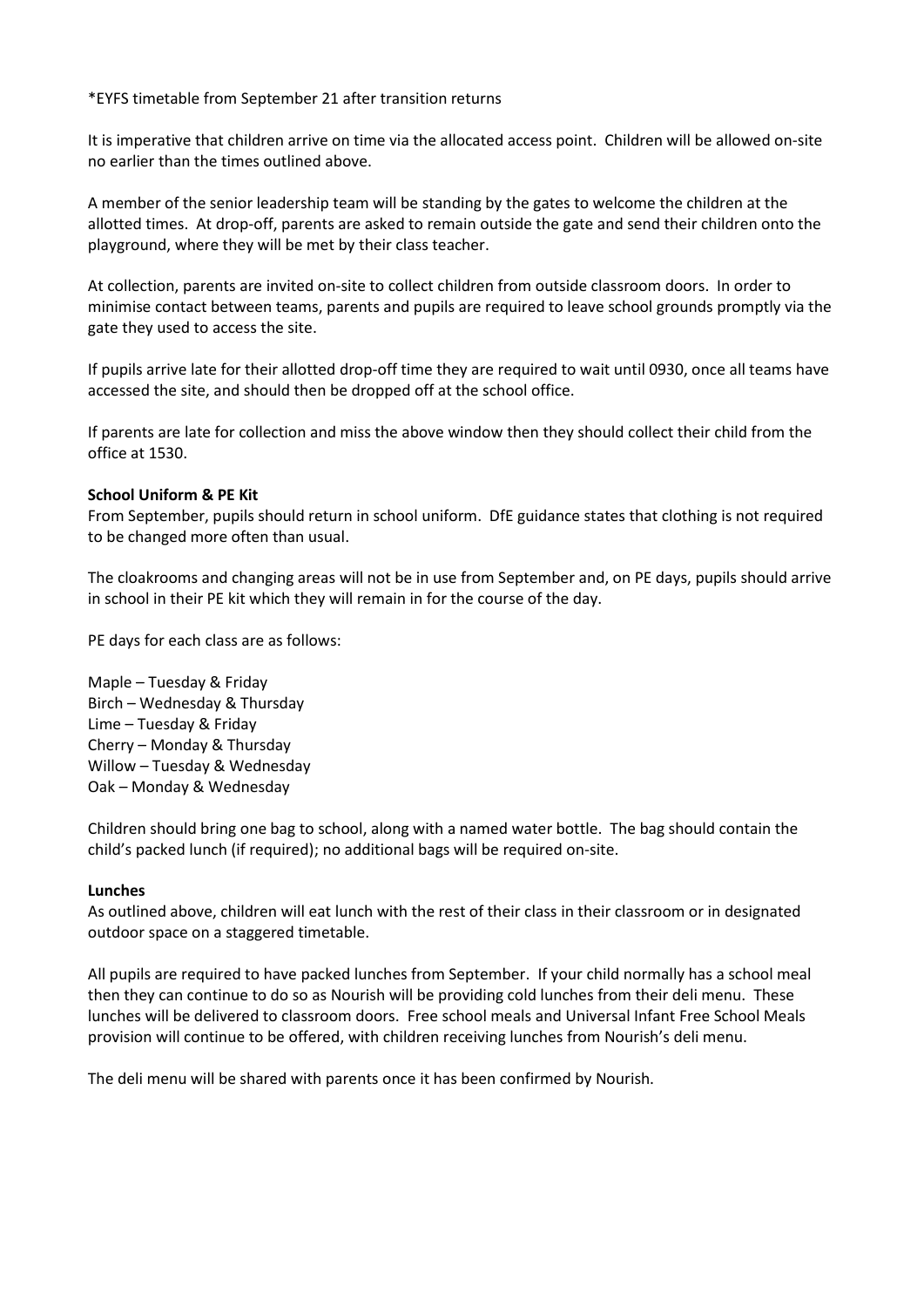*EYFS timetable from September 21 after transition returns

It is imperative that children arrive on time via the allocated access point. Children will be allowed on-site no earlier than the times outlined above.

A member of the senior leadership team will be standing by the gates to welcome the children at the allotted times. At drop-off, parents are asked to remain outside the gate and send their children onto the playground, where they will be met by their class teacher.

At collection, parents are invited on-site to collect children from outside classroom doors. In order to minimise contact between teams, parents and pupils are required to leave school grounds promptly via the gate they used to access the site.

If pupils arrive late for their allotted drop-off time they are required to wait until 0930, once all teams have accessed the site, and should then be dropped off at the school office.

If parents are late for collection and miss the above window then they should collect their child from the office at 1530.

**School Uniform & PE Kit**

From September, pupils should return in school uniform. DfE guidance states that clothing is not required to be changed more often than usual.

The cloakrooms and changing areas will not be in use from September and, on PE days, pupils should arrive in school in their PE kit which they will remain in for the course of the day.

PE days for each class are as follows:

Maple – Tuesday & Friday
Birch – Wednesday & Thursday
Lime – Tuesday & Friday
Cherry – Monday & Thursday
Willow – Tuesday & Wednesday
Oak – Monday & Wednesday

Children should bring one bag to school, along with a named water bottle. The bag should contain the child's packed lunch (if required); no additional bags will be required on-site.

**Lunches**

As outlined above, children will eat lunch with the rest of their class in their classroom or in designated outdoor space on a staggered timetable.

All pupils are required to have packed lunches from September. If your child normally has a school meal then they can continue to do so as Nourish will be providing cold lunches from their deli menu. These lunches will be delivered to classroom doors. Free school meals and Universal Infant Free School Meals provision will continue to be offered, with children receiving lunches from Nourish's deli menu.

The deli menu will be shared with parents once it has been confirmed by Nourish.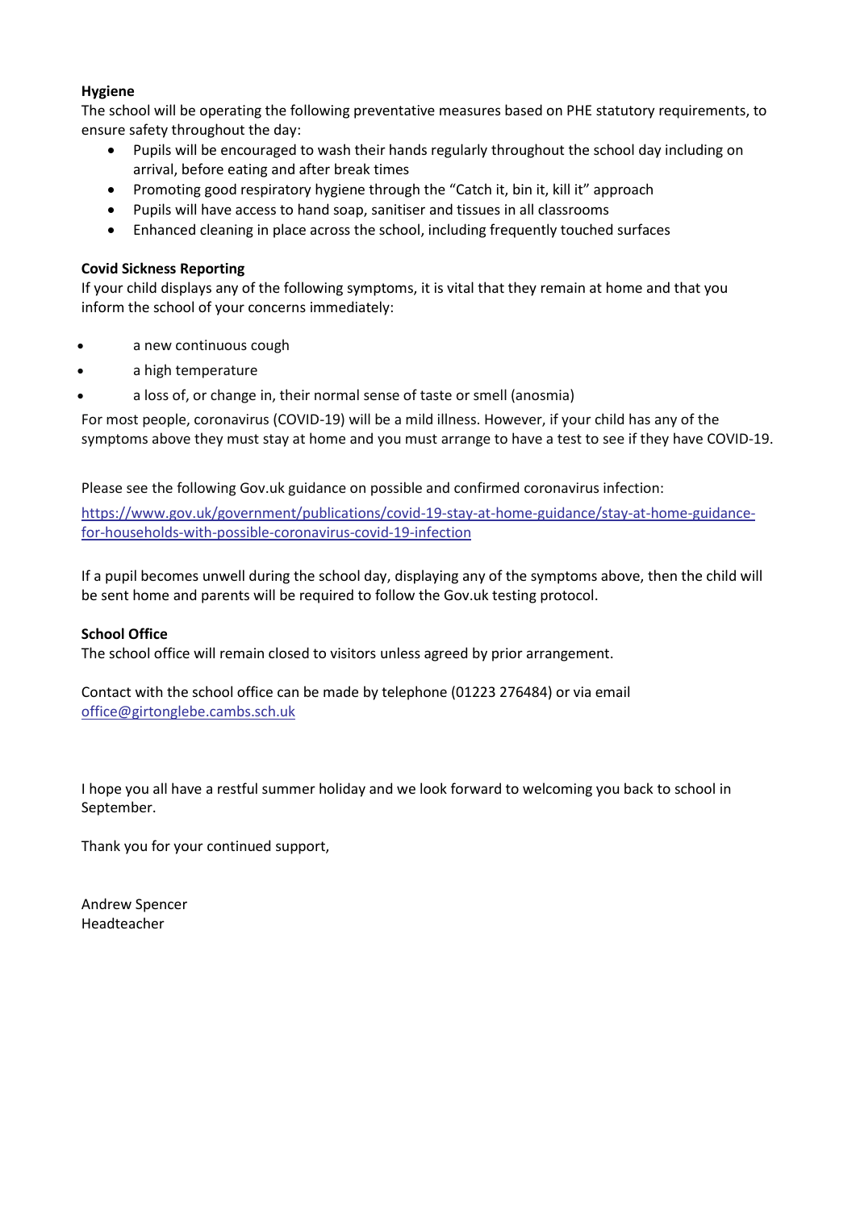**Hygiene**

The school will be operating the following preventative measures based on PHE statutory requirements, to ensure safety throughout the day:

- Pupils will be encouraged to wash their hands regularly throughout the school day including on arrival, before eating and after break times
- Promoting good respiratory hygiene through the "Catch it, bin it, kill it" approach
- Pupils will have access to hand soap, sanitiser and tissues in all classrooms
- Enhanced cleaning in place across the school, including frequently touched surfaces

**Covid Sickness Reporting**

If your child displays any of the following symptoms, it is vital that they remain at home and that you inform the school of your concerns immediately:

- a new continuous cough
- a high temperature
- a loss of, or change in, their normal sense of taste or smell (anosmia)

For most people, coronavirus (COVID-19) will be a mild illness. However, if your child has any of the symptoms above they must stay at home and you must arrange to have a test to see if they have COVID-19.

Please see the following Gov.uk guidance on possible and confirmed coronavirus infection:

[https://www.gov.uk/government/publications/covid-19-stay-at-home-guidance/stay-at-home-guidance-for-households-with-possible-coronavirus-covid-19-infection](https://www.gov.uk/government/publications/covid-19-stay-at-home-guidance/stay-at-home-guidance-for-households-with-possible-coronavirus-covid-19-infection)

If a pupil becomes unwell during the school day, displaying any of the symptoms above, then the child will be sent home and parents will be required to follow the Gov.uk testing protocol.

**School Office**

The school office will remain closed to visitors unless agreed by prior arrangement.

Contact with the school office can be made by telephone (01223 276484) or via email [office@girtonglebe.cambs.sch.uk](mailto:office@girtonglebe.cambs.sch.uk)

I hope you all have a restful summer holiday and we look forward to welcoming you back to school in September.

Thank you for your continued support,

Andrew Spencer
Headteacher